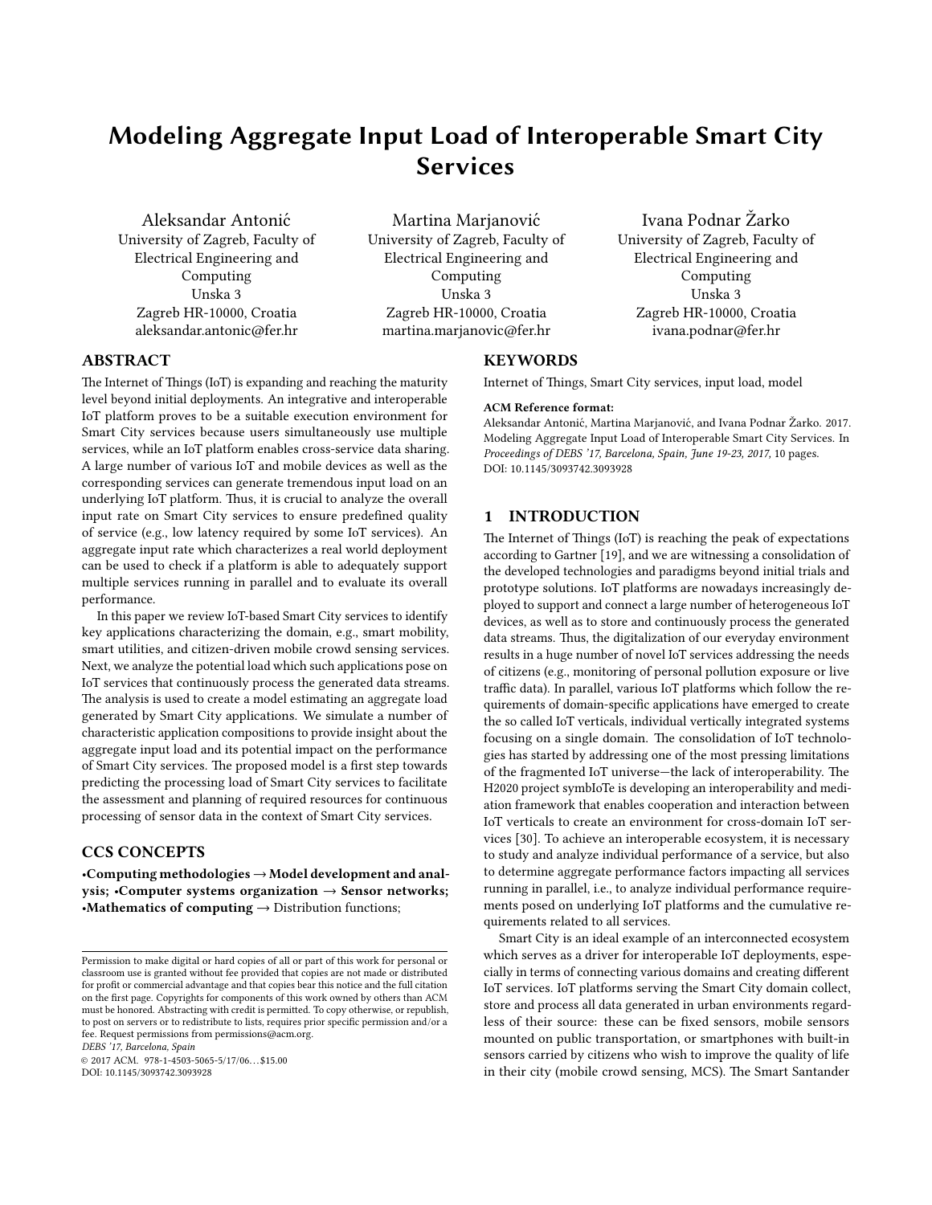# Modeling Aggregate Input Load of Interoperable Smart City Services

Aleksandar Antonić
University of Zagreb, Faculty of Electrical Engineering and Computing
Unska 3
Zagreb HR-10000, Croatia
aleksandar.antonic@fer.hr

Martina Marjanović
University of Zagreb, Faculty of Electrical Engineering and Computing
Unska 3
Zagreb HR-10000, Croatia
martina.marjanovic@fer.hr

Ivana Podnar Žarko
University of Zagreb, Faculty of Electrical Engineering and Computing
Unska 3
Zagreb HR-10000, Croatia
ivana.podnar@fer.hr

## ABSTRACT

The Internet of Things (IoT) is expanding and reaching the maturity level beyond initial deployments. An integrative and interoperable IoT platform proves to be a suitable execution environment for Smart City services because users simultaneously use multiple services, while an IoT platform enables cross-service data sharing. A large number of various IoT and mobile devices as well as the corresponding services can generate tremendous input load on an underlying IoT platform. Thus, it is crucial to analyze the overall input rate on Smart City services to ensure predefined quality of service (e.g., low latency required by some IoT services). An aggregate input rate which characterizes a real world deployment can be used to check if a platform is able to adequately support multiple services running in parallel and to evaluate its overall performance.

In this paper we review IoT-based Smart City services to identify key applications characterizing the domain, e.g., smart mobility, smart utilities, and citizen-driven mobile crowd sensing services. Next, we analyze the potential load which such applications pose on IoT services that continuously process the generated data streams. The analysis is used to create a model estimating an aggregate load generated by Smart City applications. We simulate a number of characteristic application compositions to provide insight about the aggregate input load and its potential impact on the performance of Smart City services. The proposed model is a first step towards predicting the processing load of Smart City services to facilitate the assessment and planning of required resources for continuous processing of sensor data in the context of Smart City services.

## CCS CONCEPTS

•**Computing methodologies** → **Model development and analysis;** •**Computer systems organization** → **Sensor networks;** •**Mathematics of computing** → Distribution functions;

## KEYWORDS

Internet of Things, Smart City services, input load, model

**ACM Reference format:**
Aleksandar Antonić, Martina Marjanović, and Ivana Podnar Žarko. 2017. Modeling Aggregate Input Load of Interoperable Smart City Services. In *Proceedings of DEBS '17, Barcelona, Spain, June 19-23, 2017,* 10 pages.
DOI: 10.1145/3093742.3093928

## 1 INTRODUCTION

The Internet of Things (IoT) is reaching the peak of expectations according to Gartner [19], and we are witnessing a consolidation of the developed technologies and paradigms beyond initial trials and prototype solutions. IoT platforms are nowadays increasingly deployed to support and connect a large number of heterogeneous IoT devices, as well as to store and continuously process the generated data streams. Thus, the digitalization of our everyday environment results in a huge number of novel IoT services addressing the needs of citizens (e.g., monitoring of personal pollution exposure or live traffic data). In parallel, various IoT platforms which follow the requirements of domain-specific applications have emerged to create the so called IoT verticals, individual vertically integrated systems focusing on a single domain. The consolidation of IoT technologies has started by addressing one of the most pressing limitations of the fragmented IoT universe—the lack of interoperability. The H2020 project symbIoTe is developing an interoperability and mediation framework that enables cooperation and interaction between IoT verticals to create an environment for cross-domain IoT services [30]. To achieve an interoperable ecosystem, it is necessary to study and analyze individual performance of a service, but also to determine aggregate performance factors impacting all services running in parallel, i.e., to analyze individual performance requirements posed on underlying IoT platforms and the cumulative requirements related to all services.

Smart City is an ideal example of an interconnected ecosystem which serves as a driver for interoperable IoT deployments, especially in terms of connecting various domains and creating different IoT services. IoT platforms serving the Smart City domain collect, store and process all data generated in urban environments regardless of their source: these can be fixed sensors, mobile sensors mounted on public transportation, or smartphones with built-in sensors carried by citizens who wish to improve the quality of life in their city (mobile crowd sensing, MCS). The Smart Santander

Permission to make digital or hard copies of all or part of this work for personal or classroom use is granted without fee provided that copies are not made or distributed for profit or commercial advantage and that copies bear this notice and the full citation on the first page. Copyrights for components of this work owned by others than ACM must be honored. Abstracting with credit is permitted. To copy otherwise, or republish, to post on servers or to redistribute to lists, requires prior specific permission and/or a fee. Request permissions from permissions@acm.org.
*DEBS '17, Barcelona, Spain*
© 2017 ACM. 978-1-4503-5065-5/17/06...$15.00
DOI: 10.1145/3093742.3093928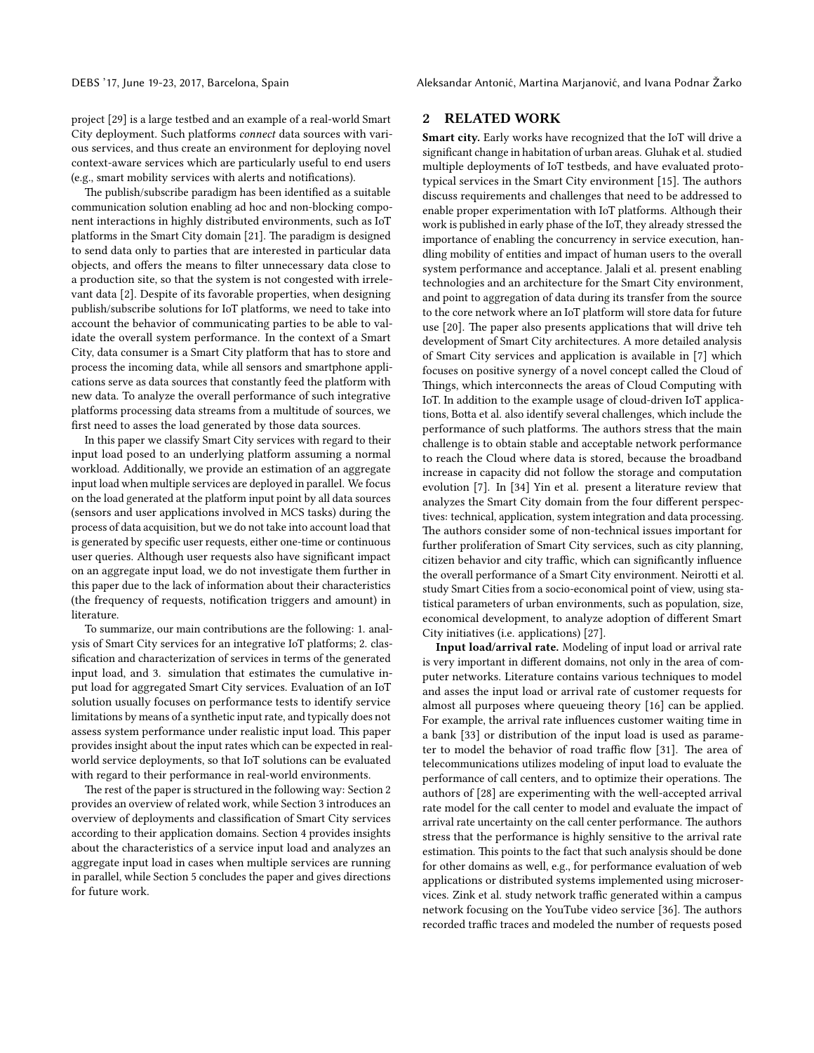project [29] is a large testbed and an example of a real-world Smart City deployment. Such platforms *connect* data sources with various services, and thus create an environment for deploying novel context-aware services which are particularly useful to end users (e.g., smart mobility services with alerts and notifications).

The publish/subscribe paradigm has been identified as a suitable communication solution enabling ad hoc and non-blocking component interactions in highly distributed environments, such as IoT platforms in the Smart City domain [21]. The paradigm is designed to send data only to parties that are interested in particular data objects, and offers the means to filter unnecessary data close to a production site, so that the system is not congested with irrelevant data [2]. Despite of its favorable properties, when designing publish/subscribe solutions for IoT platforms, we need to take into account the behavior of communicating parties to be able to validate the overall system performance. In the context of a Smart City, data consumer is a Smart City platform that has to store and process the incoming data, while all sensors and smartphone applications serve as data sources that constantly feed the platform with new data. To analyze the overall performance of such integrative platforms processing data streams from a multitude of sources, we first need to asses the load generated by those data sources.

In this paper we classify Smart City services with regard to their input load posed to an underlying platform assuming a normal workload. Additionally, we provide an estimation of an aggregate input load when multiple services are deployed in parallel. We focus on the load generated at the platform input point by all data sources (sensors and user applications involved in MCS tasks) during the process of data acquisition, but we do not take into account load that is generated by specific user requests, either one-time or continuous user queries. Although user requests also have significant impact on an aggregate input load, we do not investigate them further in this paper due to the lack of information about their characteristics (the frequency of requests, notification triggers and amount) in literature.

To summarize, our main contributions are the following: 1. analysis of Smart City services for an integrative IoT platforms; 2. classification and characterization of services in terms of the generated input load, and 3. simulation that estimates the cumulative input load for aggregated Smart City services. Evaluation of an IoT solution usually focuses on performance tests to identify service limitations by means of a synthetic input rate, and typically does not assess system performance under realistic input load. This paper provides insight about the input rates which can be expected in real-world service deployments, so that IoT solutions can be evaluated with regard to their performance in real-world environments.

The rest of the paper is structured in the following way: Section 2 provides an overview of related work, while Section 3 introduces an overview of deployments and classification of Smart City services according to their application domains. Section 4 provides insights about the characteristics of a service input load and analyzes an aggregate input load in cases when multiple services are running in parallel, while Section 5 concludes the paper and gives directions for future work.

## 2 RELATED WORK

**Smart city.** Early works have recognized that the IoT will drive a significant change in habitation of urban areas. Gluhak et al. studied multiple deployments of IoT testbeds, and have evaluated prototypical services in the Smart City environment [15]. The authors discuss requirements and challenges that need to be addressed to enable proper experimentation with IoT platforms. Although their work is published in early phase of the IoT, they already stressed the importance of enabling the concurrency in service execution, handling mobility of entities and impact of human users to the overall system performance and acceptance. Jalali et al. present enabling technologies and an architecture for the Smart City environment, and point to aggregation of data during its transfer from the source to the core network where an IoT platform will store data for future use [20]. The paper also presents applications that will drive teh development of Smart City architectures. A more detailed analysis of Smart City services and application is available in [7] which focuses on positive synergy of a novel concept called the Cloud of Things, which interconnects the areas of Cloud Computing with IoT. In addition to the example usage of cloud-driven IoT applications, Botta et al. also identify several challenges, which include the performance of such platforms. The authors stress that the main challenge is to obtain stable and acceptable network performance to reach the Cloud where data is stored, because the broadband increase in capacity did not follow the storage and computation evolution [7]. In [34] Yin et al. present a literature review that analyzes the Smart City domain from the four different perspectives: technical, application, system integration and data processing. The authors consider some of non-technical issues important for further proliferation of Smart City services, such as city planning, citizen behavior and city traffic, which can significantly influence the overall performance of a Smart City environment. Neirotti et al. study Smart Cities from a socio-economical point of view, using statistical parameters of urban environments, such as population, size, economical development, to analyze adoption of different Smart City initiatives (i.e. applications) [27].

**Input load/arrival rate.** Modeling of input load or arrival rate is very important in different domains, not only in the area of computer networks. Literature contains various techniques to model and asses the input load or arrival rate of customer requests for almost all purposes where queueing theory [16] can be applied. For example, the arrival rate influences customer waiting time in a bank [33] or distribution of the input load is used as parameter to model the behavior of road traffic flow [31]. The area of telecommunications utilizes modeling of input load to evaluate the performance of call centers, and to optimize their operations. The authors of [28] are experimenting with the well-accepted arrival rate model for the call center to model and evaluate the impact of arrival rate uncertainty on the call center performance. The authors stress that the performance is highly sensitive to the arrival rate estimation. This points to the fact that such analysis should be done for other domains as well, e.g., for performance evaluation of web applications or distributed systems implemented using microservices. Zink et al. study network traffic generated within a campus network focusing on the YouTube video service [36]. The authors recorded traffic traces and modeled the number of requests posed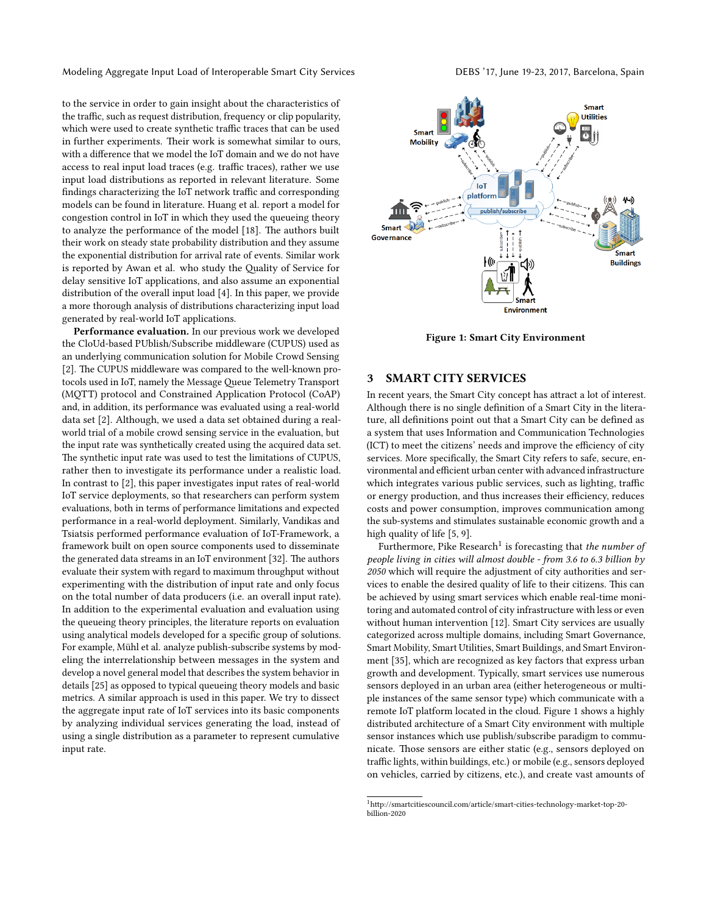to the service in order to gain insight about the characteristics of the traffic, such as request distribution, frequency or clip popularity, which were used to create synthetic traffic traces that can be used in further experiments. Their work is somewhat similar to ours, with a difference that we model the IoT domain and we do not have access to real input load traces (e.g. traffic traces), rather we use input load distributions as reported in relevant literature. Some findings characterizing the IoT network traffic and corresponding models can be found in literature. Huang et al. report a model for congestion control in IoT in which they used the queueing theory to analyze the performance of the model [18]. The authors built their work on steady state probability distribution and they assume the exponential distribution for arrival rate of events. Similar work is reported by Awan et al. who study the Quality of Service for delay sensitive IoT applications, and also assume an exponential distribution of the overall input load [4]. In this paper, we provide a more thorough analysis of distributions characterizing input load generated by real-world IoT applications.

**Performance evaluation.** In our previous work we developed the CloUd-based PUblish/Subscribe middleware (CUPUS) used as an underlying communication solution for Mobile Crowd Sensing [2]. The CUPUS middleware was compared to the well-known protocols used in IoT, namely the Message Queue Telemetry Transport (MQTT) protocol and Constrained Application Protocol (CoAP) and, in addition, its performance was evaluated using a real-world data set [2]. Although, we used a data set obtained during a real-world trial of a mobile crowd sensing service in the evaluation, but the input rate was synthetically created using the acquired data set. The synthetic input rate was used to test the limitations of CUPUS, rather then to investigate its performance under a realistic load. In contrast to [2], this paper investigates input rates of real-world IoT service deployments, so that researchers can perform system evaluations, both in terms of performance limitations and expected performance in a real-world deployment. Similarly, Vandikas and Tsiatsis performed performance evaluation of IoT-Framework, a framework built on open source components used to disseminate the generated data streams in an IoT environment [32]. The authors evaluate their system with regard to maximum throughput without experimenting with the distribution of input rate and only focus on the total number of data producers (i.e. an overall input rate). In addition to the experimental evaluation and evaluation using the queueing theory principles, the literature reports on evaluation using analytical models developed for a specific group of solutions. For example, Mühl et al. analyze publish-subscribe systems by modeling the interrelationship between messages in the system and develop a novel general model that describes the system behavior in details [25] as opposed to typical queueing theory models and basic metrics. A similar approach is used in this paper. We try to dissect the aggregate input rate of IoT services into its basic components by analyzing individual services generating the load, instead of using a single distribution as a parameter to represent cumulative input rate.

Smart Mobility

Smart Utilities

IoT platform

publish/subscribe

Smart Governance

Smart Buildings

Smart Environment

**Figure 1: Smart City Environment**

## 3 SMART CITY SERVICES

In recent years, the Smart City concept has attract a lot of interest. Although there is no single definition of a Smart City in the literature, all definitions point out that a Smart City can be defined as a system that uses Information and Communication Technologies (ICT) to meet the citizens' needs and improve the efficiency of city services. More specifically, the Smart City refers to safe, secure, environmental and efficient urban center with advanced infrastructure which integrates various public services, such as lighting, traffic or energy production, and thus increases their efficiency, reduces costs and power consumption, improves communication among the sub-systems and stimulates sustainable economic growth and a high quality of life [5, 9].

Furthermore, Pike Research[1] is forecasting that *the number of people living in cities will almost double - from 3.6 to 6.3 billion by 2050* which will require the adjustment of city authorities and services to enable the desired quality of life to their citizens. This can be achieved by using smart services which enable real-time monitoring and automated control of city infrastructure with less or even without human intervention [12]. Smart City services are usually categorized across multiple domains, including Smart Governance, Smart Mobility, Smart Utilities, Smart Buildings, and Smart Environment [35], which are recognized as key factors that express urban growth and development. Typically, smart services use numerous sensors deployed in an urban area (either heterogeneous or multiple instances of the same sensor type) which communicate with a remote IoT platform located in the cloud. Figure 1 shows a highly distributed architecture of a Smart City environment with multiple sensor instances which use publish/subscribe paradigm to communicate. Those sensors are either static (e.g., sensors deployed on traffic lights, within buildings, etc.) or mobile (e.g., sensors deployed on vehicles, carried by citizens, etc.), and create vast amounts of

[1] http://smartcitiescouncil.com/article/smart-cities-technology-market-top-20-billion-2020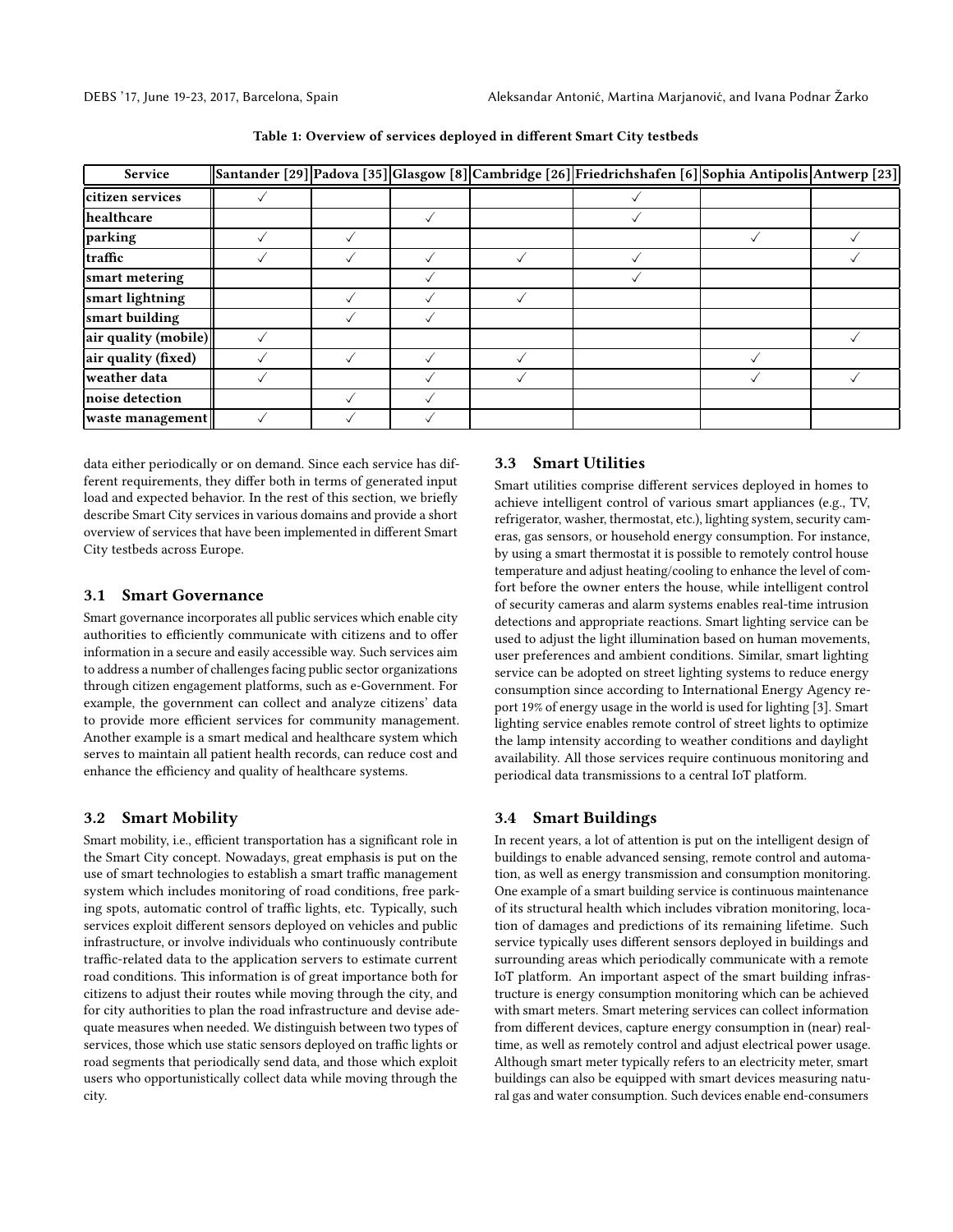Table 1: Overview of services deployed in different Smart City testbeds

| Service | Santander [29] | Padova [35] | Glasgow [8] | Cambridge [26] | Friedrichshafen [6] | Sophia Antipolis | Antwerp [23] |
|---|---|---|---|---|---|---|---|
| citizen services | ✓ | | | | ✓ | | |
| healthcare | | | ✓ | | ✓ | | |
| parking | ✓ | ✓ | | | | ✓ | ✓ |
| traffic | ✓ | ✓ | ✓ | ✓ | ✓ | | ✓ |
| smart metering | | | ✓ | | ✓ | | |
| smart lightning | | ✓ | ✓ | ✓ | | | |
| smart building | | ✓ | ✓ | | | | |
| air quality (mobile) | ✓ | | | | | | ✓ |
| air quality (fixed) | ✓ | ✓ | ✓ | ✓ | | ✓ | |
| weather data | ✓ | | ✓ | ✓ | | ✓ | ✓ |
| noise detection | | ✓ | ✓ | | | | |
| waste management | ✓ | ✓ | ✓ | | | | |

data either periodically or on demand. Since each service has different requirements, they differ both in terms of generated input load and expected behavior. In the rest of this section, we briefly describe Smart City services in various domains and provide a short overview of services that have been implemented in different Smart City testbeds across Europe.

### 3.1 Smart Governance

Smart governance incorporates all public services which enable city authorities to efficiently communicate with citizens and to offer information in a secure and easily accessible way. Such services aim to address a number of challenges facing public sector organizations through citizen engagement platforms, such as e-Government. For example, the government can collect and analyze citizens' data to provide more efficient services for community management. Another example is a smart medical and healthcare system which serves to maintain all patient health records, can reduce cost and enhance the efficiency and quality of healthcare systems.

### 3.2 Smart Mobility

Smart mobility, i.e., efficient transportation has a significant role in the Smart City concept. Nowadays, great emphasis is put on the use of smart technologies to establish a smart traffic management system which includes monitoring of road conditions, free parking spots, automatic control of traffic lights, etc. Typically, such services exploit different sensors deployed on vehicles and public infrastructure, or involve individuals who continuously contribute traffic-related data to the application servers to estimate current road conditions. This information is of great importance both for citizens to adjust their routes while moving through the city, and for city authorities to plan the road infrastructure and devise adequate measures when needed. We distinguish between two types of services, those which use static sensors deployed on traffic lights or road segments that periodically send data, and those which exploit users who opportunistically collect data while moving through the city.

### 3.3 Smart Utilities

Smart utilities comprise different services deployed in homes to achieve intelligent control of various smart appliances (e.g., TV, refrigerator, washer, thermostat, etc.), lighting system, security cameras, gas sensors, or household energy consumption. For instance, by using a smart thermostat it is possible to remotely control house temperature and adjust heating/cooling to enhance the level of comfort before the owner enters the house, while intelligent control of security cameras and alarm systems enables real-time intrusion detections and appropriate reactions. Smart lighting service can be used to adjust the light illumination based on human movements, user preferences and ambient conditions. Similar, smart lighting service can be adopted on street lighting systems to reduce energy consumption since according to International Energy Agency report 19% of energy usage in the world is used for lighting [3]. Smart lighting service enables remote control of street lights to optimize the lamp intensity according to weather conditions and daylight availability. All those services require continuous monitoring and periodical data transmissions to a central IoT platform.

### 3.4 Smart Buildings

In recent years, a lot of attention is put on the intelligent design of buildings to enable advanced sensing, remote control and automation, as well as energy transmission and consumption monitoring. One example of a smart building service is continuous maintenance of its structural health which includes vibration monitoring, location of damages and predictions of its remaining lifetime. Such service typically uses different sensors deployed in buildings and surrounding areas which periodically communicate with a remote IoT platform. An important aspect of the smart building infrastructure is energy consumption monitoring which can be achieved with smart meters. Smart metering services can collect information from different devices, capture energy consumption in (near) real-time, as well as remotely control and adjust electrical power usage. Although smart meter typically refers to an electricity meter, smart buildings can also be equipped with smart devices measuring natural gas and water consumption. Such devices enable end-consumers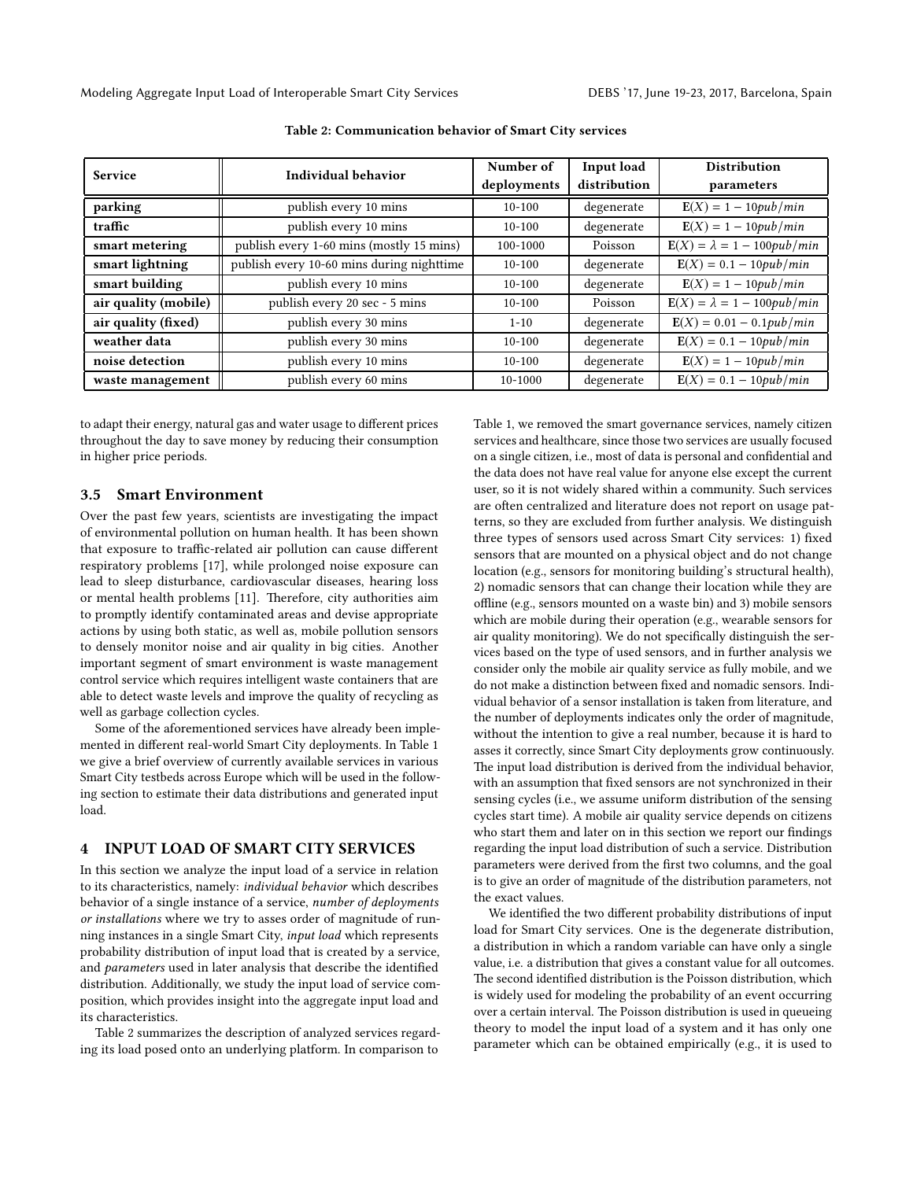**Table 2: Communication behavior of Smart City services**

| Service | Individual behavior | Number of deployments | Input load distribution | Distribution parameters |
|---|---|---|---|---|
| **parking** | publish every 10 mins | 10-100 | degenerate | $\mathbf{E}(X) = 1 - 10pub/min$ |
| **traffic** | publish every 10 mins | 10-100 | degenerate | $\mathbf{E}(X) = 1 - 10pub/min$ |
| **smart metering** | publish every 1-60 mins (mostly 15 mins) | 100-1000 | Poisson | $\mathbf{E}(X) = \lambda = 1 - 100pub/min$ |
| **smart lightning** | publish every 10-60 mins during nighttime | 10-100 | degenerate | $\mathbf{E}(X) = 0.1 - 10pub/min$ |
| **smart building** | publish every 10 mins | 10-100 | degenerate | $\mathbf{E}(X) = 1 - 10pub/min$ |
| **air quality (mobile)** | publish every 20 sec - 5 mins | 10-100 | Poisson | $\mathbf{E}(X) = \lambda = 1 - 100pub/min$ |
| **air quality (fixed)** | publish every 30 mins | 1-10 | degenerate | $\mathbf{E}(X) = 0.01 - 0.1pub/min$ |
| **weather data** | publish every 30 mins | 10-100 | degenerate | $\mathbf{E}(X) = 0.1 - 10pub/min$ |
| **noise detection** | publish every 10 mins | 10-100 | degenerate | $\mathbf{E}(X) = 1 - 10pub/min$ |
| **waste management** | publish every 60 mins | 10-1000 | degenerate | $\mathbf{E}(X) = 0.1 - 10pub/min$ |

to adapt their energy, natural gas and water usage to different prices throughout the day to save money by reducing their consumption in higher price periods.

### 3.5 Smart Environment

Over the past few years, scientists are investigating the impact of environmental pollution on human health. It has been shown that exposure to traffic-related air pollution can cause different respiratory problems [17], while prolonged noise exposure can lead to sleep disturbance, cardiovascular diseases, hearing loss or mental health problems [11]. Therefore, city authorities aim to promptly identify contaminated areas and devise appropriate actions by using both static, as well as, mobile pollution sensors to densely monitor noise and air quality in big cities. Another important segment of smart environment is waste management control service which requires intelligent waste containers that are able to detect waste levels and improve the quality of recycling as well as garbage collection cycles.

Some of the aforementioned services have already been implemented in different real-world Smart City deployments. In Table 1 we give a brief overview of currently available services in various Smart City testbeds across Europe which will be used in the following section to estimate their data distributions and generated input load.

## 4 INPUT LOAD OF SMART CITY SERVICES

In this section we analyze the input load of a service in relation to its characteristics, namely: *individual behavior* which describes behavior of a single instance of a service, *number of deployments or installations* where we try to asses order of magnitude of running instances in a single Smart City, *input load* which represents probability distribution of input load that is created by a service, and *parameters* used in later analysis that describe the identified distribution. Additionally, we study the input load of service composition, which provides insight into the aggregate input load and its characteristics.

Table 2 summarizes the description of analyzed services regarding its load posed onto an underlying platform. In comparison to Table 1, we removed the smart governance services, namely citizen services and healthcare, since those two services are usually focused on a single citizen, i.e., most of data is personal and confidential and the data does not have real value for anyone else except the current user, so it is not widely shared within a community. Such services are often centralized and literature does not report on usage patterns, so they are excluded from further analysis. We distinguish three types of sensors used across Smart City services: 1) fixed sensors that are mounted on a physical object and do not change location (e.g., sensors for monitoring building's structural health), 2) nomadic sensors that can change their location while they are offline (e.g., sensors mounted on a waste bin) and 3) mobile sensors which are mobile during their operation (e.g., wearable sensors for air quality monitoring). We do not specifically distinguish the services based on the type of used sensors, and in further analysis we consider only the mobile air quality service as fully mobile, and we do not make a distinction between fixed and nomadic sensors. Individual behavior of a sensor installation is taken from literature, and the number of deployments indicates only the order of magnitude, without the intention to give a real number, because it is hard to asses it correctly, since Smart City deployments grow continuously. The input load distribution is derived from the individual behavior, with an assumption that fixed sensors are not synchronized in their sensing cycles (i.e., we assume uniform distribution of the sensing cycles start time). A mobile air quality service depends on citizens who start them and later on in this section we report our findings regarding the input load distribution of such a service. Distribution parameters were derived from the first two columns, and the goal is to give an order of magnitude of the distribution parameters, not the exact values.

We identified the two different probability distributions of input load for Smart City services. One is the degenerate distribution, a distribution in which a random variable can have only a single value, i.e. a distribution that gives a constant value for all outcomes. The second identified distribution is the Poisson distribution, which is widely used for modeling the probability of an event occurring over a certain interval. The Poisson distribution is used in queueing theory to model the input load of a system and it has only one parameter which can be obtained empirically (e.g., it is used to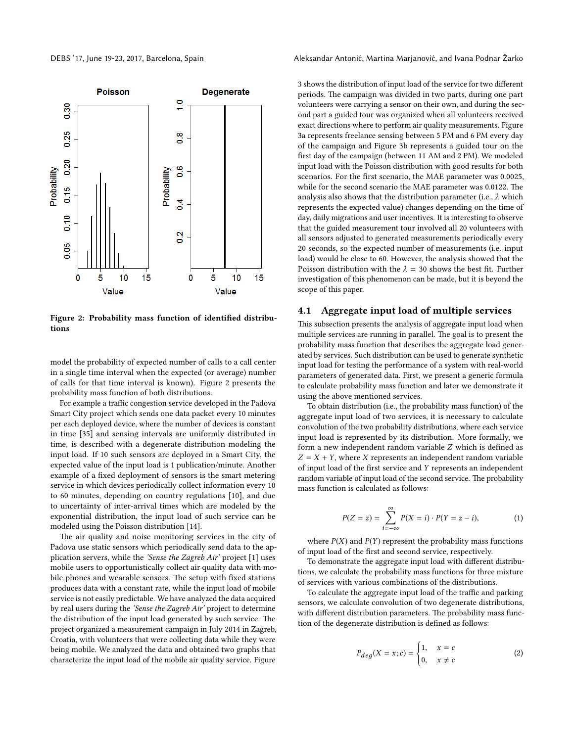Figure 2: Probability mass function of identified distributions

model the probability of expected number of calls to a call center in a single time interval when the expected (or average) number of calls for that time interval is known). Figure 2 presents the probability mass function of both distributions.

For example a traffic congestion service developed in the Padova Smart City project which sends one data packet every 10 minutes per each deployed device, where the number of devices is constant in time [35] and sensing intervals are uniformly distributed in time, is described with a degenerate distribution modeling the input load. If 10 such sensors are deployed in a Smart City, the expected value of the input load is 1 publication/minute. Another example of a fixed deployment of sensors is the smart metering service in which devices periodically collect information every 10 to 60 minutes, depending on country regulations [10], and due to uncertainty of inter-arrival times which are modeled by the exponential distribution, the input load of such service can be modeled using the Poisson distribution [14].

The air quality and noise monitoring services in the city of Padova use static sensors which periodically send data to the application servers, while the *'Sense the Zagreb Air'* project [1] uses mobile users to opportunistically collect air quality data with mobile phones and wearable sensors. The setup with fixed stations produces data with a constant rate, while the input load of mobile service is not easily predictable. We have analyzed the data acquired by real users during the *'Sense the Zagreb Air'* project to determine the distribution of the input load generated by such service. The project organized a measurement campaign in July 2014 in Zagreb, Croatia, with volunteers that were collecting data while they were being mobile. We analyzed the data and obtained two graphs that characterize the input load of the mobile air quality service. Figure 3 shows the distribution of input load of the service for two different periods. The campaign was divided in two parts, during one part volunteers were carrying a sensor on their own, and during the second part a guided tour was organized when all volunteers received exact directions where to perform air quality measurements. Figure 3a represents freelance sensing between 5 PM and 6 PM every day of the campaign and Figure 3b represents a guided tour on the first day of the campaign (between 11 AM and 2 PM). We modeled input load with the Poisson distribution with good results for both scenarios. For the first scenario, the MAE parameter was 0.0025, while for the second scenario the MAE parameter was 0.0122. The analysis also shows that the distribution parameter (i.e., $\lambda$ which represents the expected value) changes depending on the time of day, daily migrations and user incentives. It is interesting to observe that the guided measurement tour involved all 20 volunteers with all sensors adjusted to generated measurements periodically every 20 seconds, so the expected number of measurements (i.e. input load) would be close to 60. However, the analysis showed that the Poisson distribution with the $\lambda = 30$ shows the best fit. Further investigation of this phenomenon can be made, but it is beyond the scope of this paper.

## 4.1 Aggregate input load of multiple services

This subsection presents the analysis of aggregate input load when multiple services are running in parallel. The goal is to present the probability mass function that describes the aggregate load generated by services. Such distribution can be used to generate synthetic input load for testing the performance of a system with real-world parameters of generated data. First, we present a generic formula to calculate probability mass function and later we demonstrate it using the above mentioned services.

To obtain distribution (i.e., the probability mass function) of the aggregate input load of two services, it is necessary to calculate convolution of the two probability distributions, where each service input load is represented by its distribution. More formally, we form a new independent random variable $Z$ which is defined as $Z = X + Y$, where $X$ represents an independent random variable of input load of the first service and $Y$ represents an independent random variable of input load of the second service. The probability mass function is calculated as follows:

$$P(Z = z) = \sum_{i=-\infty}^{\infty} P(X = i) \cdot P(Y = z - i), \tag{1}$$

where $P(X)$ and $P(Y)$ represent the probability mass functions of input load of the first and second service, respectively.

To demonstrate the aggregate input load with different distributions, we calculate the probability mass functions for three mixture of services with various combinations of the distributions.

To calculate the aggregate input load of the traffic and parking sensors, we calculate convolution of two degenerate distributions, with different distribution parameters. The probability mass function of the degenerate distribution is defined as follows:

$$P_{deg}(X = x; c) = \begin{cases} 1, & x = c \\ 0, & x \neq c \end{cases} \tag{2}$$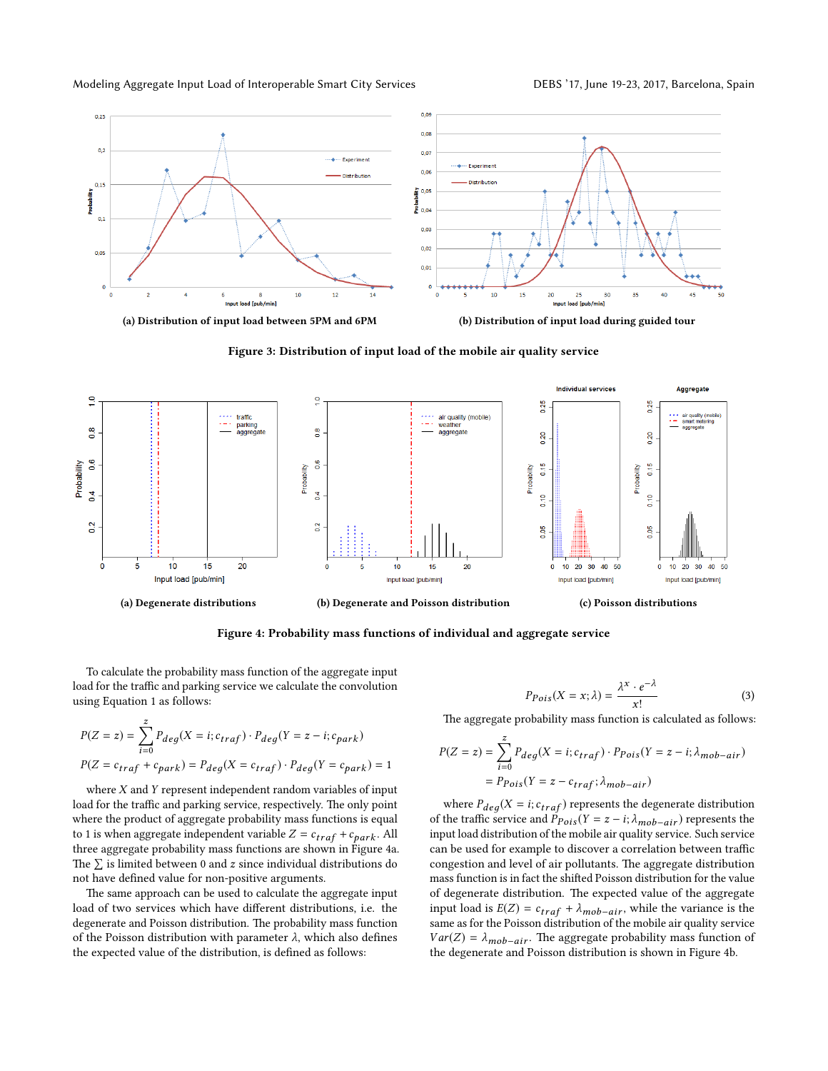(a) Distribution of input load between 5PM and 6PM

(b) Distribution of input load during guided tour

**Figure 3: Distribution of input load of the mobile air quality service**

(a) Degenerate distributions

(b) Degenerate and Poisson distribution

(c) Poisson distributions

**Figure 4: Probability mass functions of individual and aggregate service**

To calculate the probability mass function of the aggregate input load for the traffic and parking service we calculate the convolution using Equation 1 as follows:

$$P(Z = z) = \sum_{i=0}^{z} P_{deg}(X = i; c_{traf}) \cdot P_{deg}(Y = z - i; c_{park})$$

$$P(Z = c_{traf} + c_{park}) = P_{deg}(X = c_{traf}) \cdot P_{deg}(Y = c_{park}) = 1$$

where $X$ and $Y$ represent independent random variables of input load for the traffic and parking service, respectively. The only point where the product of aggregate probability mass functions is equal to 1 is when aggregate independent variable $Z = c_{traf} + c_{park}$. All three aggregate probability mass functions are shown in Figure 4a. The $\sum$ is limited between 0 and $z$ since individual distributions do not have defined value for non-positive arguments.

The same approach can be used to calculate the aggregate input load of two services which have different distributions, i.e. the degenerate and Poisson distribution. The probability mass function of the Poisson distribution with parameter $\lambda$, which also defines the expected value of the distribution, is defined as follows:

$$P_{Pois}(X = x; \lambda) = \frac{\lambda^x \cdot e^{-\lambda}}{x!} \tag{3}$$

The aggregate probability mass function is calculated as follows:

$$P(Z = z) = \sum_{i=0}^{z} P_{deg}(X = i; c_{traf}) \cdot P_{Pois}(Y = z - i; \lambda_{mob-air})$$

$$= P_{Pois}(Y = z - c_{traf}; \lambda_{mob-air})$$

where $P_{deg}(X = i; c_{traf})$ represents the degenerate distribution of the traffic service and $P_{Pois}(Y = z - i; \lambda_{mob-air})$ represents the input load distribution of the mobile air quality service. Such service can be used for example to discover a correlation between traffic congestion and level of air pollutants. The aggregate distribution mass function is in fact the shifted Poisson distribution for the value of degenerate distribution. The expected value of the aggregate input load is $E(Z) = c_{traf} + \lambda_{mob-air}$, while the variance is the same as for the Poisson distribution of the mobile air quality service $Var(Z) = \lambda_{mob-air}$. The aggregate probability mass function of the degenerate and Poisson distribution is shown in Figure 4b.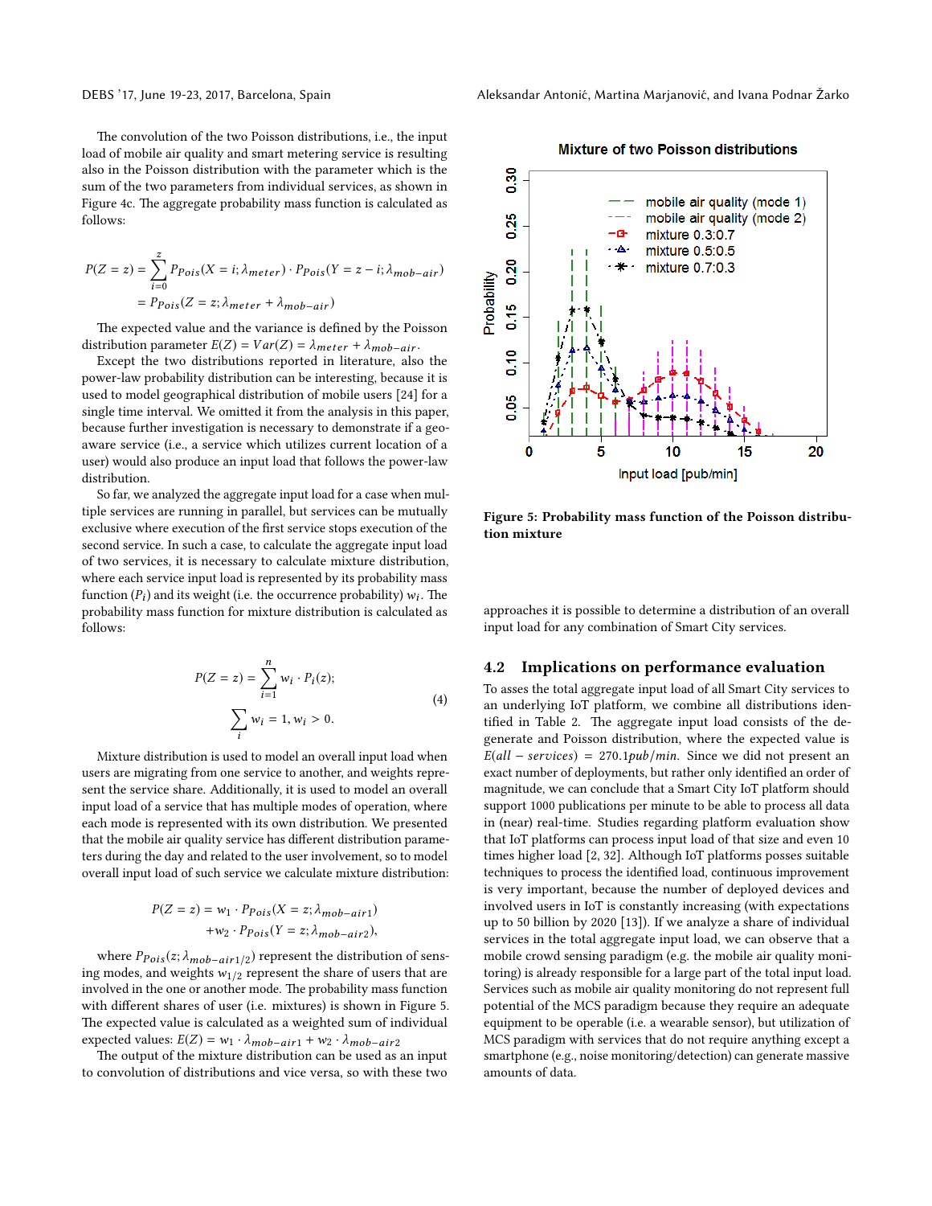The convolution of the two Poisson distributions, i.e., the input load of mobile air quality and smart metering service is resulting also in the Poisson distribution with the parameter which is the sum of the two parameters from individual services, as shown in Figure 4c. The aggregate probability mass function is calculated as follows:

$$
\begin{aligned}
P(Z = z) &= \sum_{i=0}^{z} P_{Pois}(X = i; \lambda_{meter}) \cdot P_{Pois}(Y = z - i; \lambda_{mob-air}) \\
&= P_{Pois}(Z = z; \lambda_{meter} + \lambda_{mob-air})
\end{aligned}
$$

The expected value and the variance is defined by the Poisson distribution parameter $E(Z) = Var(Z) = \lambda_{meter} + \lambda_{mob-air}$.

Except the two distributions reported in literature, also the power-law probability distribution can be interesting, because it is used to model geographical distribution of mobile users [24] for a single time interval. We omitted it from the analysis in this paper, because further investigation is necessary to demonstrate if a geo-aware service (i.e., a service which utilizes current location of a user) would also produce an input load that follows the power-law distribution.

So far, we analyzed the aggregate input load for a case when multiple services are running in parallel, but services can be mutually exclusive where execution of the first service stops execution of the second service. In such a case, to calculate the aggregate input load of two services, it is necessary to calculate mixture distribution, where each service input load is represented by its probability mass function ($P_i$) and its weight (i.e. the occurrence probability) $w_i$. The probability mass function for mixture distribution is calculated as follows:

$$
\begin{gathered}
P(Z = z) = \sum_{i=1}^{n} w_i \cdot P_i(z); \\
\sum_i w_i = 1, w_i > 0.
\end{gathered}
\tag{4}
$$

Mixture distribution is used to model an overall input load when users are migrating from one service to another, and weights represent the service share. Additionally, it is used to model an overall input load of a service that has multiple modes of operation, where each mode is represented with its own distribution. We presented that the mobile air quality service has different distribution parameters during the day and related to the user involvement, so to model overall input load of such service we calculate mixture distribution:

$$
\begin{aligned}
P(Z = z) = \; & w_1 \cdot P_{Pois}(X = z; \lambda_{mob-air1}) \\
& + w_2 \cdot P_{Pois}(Y = z; \lambda_{mob-air2}),
\end{aligned}
$$

where $P_{Pois}(z; \lambda_{mob-air1/2})$ represent the distribution of sensing modes, and weights $w_{1/2}$ represent the share of users that are involved in the one or another mode. The probability mass function with different shares of user (i.e. mixtures) is shown in Figure 5. The expected value is calculated as a weighted sum of individual expected values: $E(Z) = w_1 \cdot \lambda_{mob-air1} + w_2 \cdot \lambda_{mob-air2}$

The output of the mixture distribution can be used as an input to convolution of distributions and vice versa, so with these two approaches it is possible to determine a distribution of an overall input load for any combination of Smart City services.

**Figure 5: Probability mass function of the Poisson distribution mixture**

## 4.2 Implications on performance evaluation

To asses the total aggregate input load of all Smart City services to an underlying IoT platform, we combine all distributions identified in Table 2. The aggregate input load consists of the degenerate and Poisson distribution, where the expected value is $E(all - services) = 270.1 pub/min$. Since we did not present an exact number of deployments, but rather only identified an order of magnitude, we can conclude that a Smart City IoT platform should support 1000 publications per minute to be able to process all data in (near) real-time. Studies regarding platform evaluation show that IoT platforms can process input load of that size and even 10 times higher load [2, 32]. Although IoT platforms posses suitable techniques to process the identified load, continuous improvement is very important, because the number of deployed devices and involved users in IoT is constantly increasing (with expectations up to 50 billion by 2020 [13]). If we analyze a share of individual services in the total aggregate input load, we can observe that a mobile crowd sensing paradigm (e.g. the mobile air quality monitoring) is already responsible for a large part of the total input load. Services such as mobile air quality monitoring do not represent full potential of the MCS paradigm because they require an adequate equipment to be operable (i.e. a wearable sensor), but utilization of MCS paradigm with services that do not require anything except a smartphone (e.g., noise monitoring/detection) can generate massive amounts of data.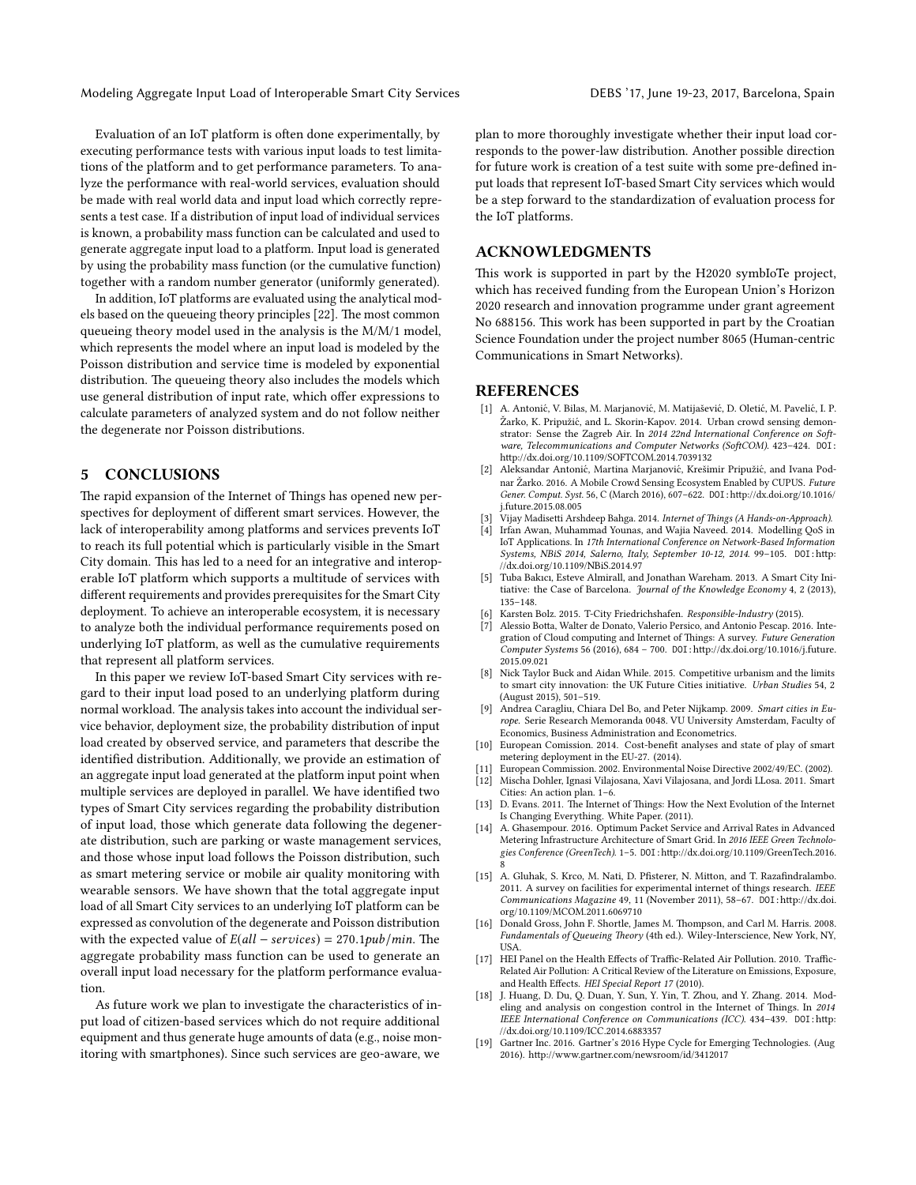Evaluation of an IoT platform is often done experimentally, by executing performance tests with various input loads to test limitations of the platform and to get performance parameters. To analyze the performance with real-world services, evaluation should be made with real world data and input load which correctly represents a test case. If a distribution of input load of individual services is known, a probability mass function can be calculated and used to generate aggregate input load to a platform. Input load is generated by using the probability mass function (or the cumulative function) together with a random number generator (uniformly generated).

In addition, IoT platforms are evaluated using the analytical models based on the queueing theory principles [22]. The most common queueing theory model used in the analysis is the M/M/1 model, which represents the model where an input load is modeled by the Poisson distribution and service time is modeled by exponential distribution. The queueing theory also includes the models which use general distribution of input rate, which offer expressions to calculate parameters of analyzed system and do not follow neither the degenerate nor Poisson distributions.

## 5 CONCLUSIONS

The rapid expansion of the Internet of Things has opened new perspectives for deployment of different smart services. However, the lack of interoperability among platforms and services prevents IoT to reach its full potential which is particularly visible in the Smart City domain. This has led to a need for an integrative and interoperable IoT platform which supports a multitude of services with different requirements and provides prerequisites for the Smart City deployment. To achieve an interoperable ecosystem, it is necessary to analyze both the individual performance requirements posed on underlying IoT platform, as well as the cumulative requirements that represent all platform services.

In this paper we review IoT-based Smart City services with regard to their input load posed to an underlying platform during normal workload. The analysis takes into account the individual service behavior, deployment size, the probability distribution of input load created by observed service, and parameters that describe the identified distribution. Additionally, we provide an estimation of an aggregate input load generated at the platform input point when multiple services are deployed in parallel. We have identified two types of Smart City services regarding the probability distribution of input load, those which generate data following the degenerate distribution, such are parking or waste management services, and those whose input load follows the Poisson distribution, such as smart metering service or mobile air quality monitoring with wearable sensors. We have shown that the total aggregate input load of all Smart City services to an underlying IoT platform can be expressed as convolution of the degenerate and Poisson distribution with the expected value of $E(all - services) = 270.1 pub/min$. The aggregate probability mass function can be used to generate an overall input load necessary for the platform performance evaluation.

As future work we plan to investigate the characteristics of input load of citizen-based services which do not require additional equipment and thus generate huge amounts of data (e.g., noise monitoring with smartphones). Since such services are geo-aware, we plan to more thoroughly investigate whether their input load corresponds to the power-law distribution. Another possible direction for future work is creation of a test suite with some pre-defined input loads that represent IoT-based Smart City services which would be a step forward to the standardization of evaluation process for the IoT platforms.

## ACKNOWLEDGMENTS

This work is supported in part by the H2020 symbIoTe project, which has received funding from the European Union's Horizon 2020 research and innovation programme under grant agreement No 688156. This work has been supported in part by the Croatian Science Foundation under the project number 8065 (Human-centric Communications in Smart Networks).

## REFERENCES

[1] A. Antonić, V. Bilas, M. Marjanović, M. Matijašević, D. Oletić, M. Pavelić, I. P. Žarko, K. Pripužić, and L. Skorin-Kapov. 2014. Urban crowd sensing demonstrator: Sense the Zagreb Air. In *2014 22nd International Conference on Software, Telecommunications and Computer Networks (SoftCOM)*. 423–424. DOI: http://dx.doi.org/10.1109/SOFTCOM.2014.7039132

[2] Aleksandar Antonić, Martina Marjanović, Krešimir Pripužić, and Ivana Podnar Žarko. 2016. A Mobile Crowd Sensing Ecosystem Enabled by CUPUS. *Future Gener. Comput. Syst.* 56, C (March 2016), 607–622. DOI: http://dx.doi.org/10.1016/j.future.2015.08.005

[3] Vijay Madisetti Arshdeep Bahga. 2014. *Internet of Things (A Hands-on-Approach)*.

[4] Irfan Awan, Muhammad Younas, and Wajia Naveed. 2014. Modelling QoS in IoT Applications. In *17th International Conference on Network-Based Information Systems, NBiS 2014, Salerno, Italy, September 10-12, 2014*. 99–105. DOI: http://dx.doi.org/10.1109/NBiS.2014.97

[5] Tuba Bakıcı, Esteve Almirall, and Jonathan Wareham. 2013. A Smart City Initiative: the Case of Barcelona. *Journal of the Knowledge Economy* 4, 2 (2013), 135–148.

[6] Karsten Bolz. 2015. T-City Friedrichshafen. *Responsible-Industry* (2015).

[7] Alessio Botta, Walter de Donato, Valerio Persico, and Antonio Pescap. 2016. Integration of Cloud computing and Internet of Things: A survey. *Future Generation Computer Systems* 56 (2016), 684 – 700. DOI: http://dx.doi.org/10.1016/j.future.2015.09.021

[8] Nick Taylor Buck and Aidan While. 2015. Competitive urbanism and the limits to smart city innovation: the UK Future Cities initiative. *Urban Studies* 54, 2 (August 2015), 501–519.

[9] Andrea Caragliu, Chiara Del Bo, and Peter Nijkamp. 2009. *Smart cities in Europe*. Serie Research Memoranda 0048. VU University Amsterdam, Faculty of Economics, Business Administration and Econometrics.

[10] European Comission. 2014. Cost-benefit analyses and state of play of smart metering deployment in the EU-27. (2014).

[11] European Commission. 2002. Environmental Noise Directive 2002/49/EC. (2002).

[12] Mischa Dohler, Ignasi Vilajosana, Xavi Vilajosana, and Jordi LLosa. 2011. Smart Cities: An action plan. 1–6.

[13] D. Evans. 2011. The Internet of Things: How the Next Evolution of the Internet Is Changing Everything. White Paper. (2011).

[14] A. Ghasempour. 2016. Optimum Packet Service and Arrival Rates in Advanced Metering Infrastructure Architecture of Smart Grid. In *2016 IEEE Green Technologies Conference (GreenTech)*. 1–5. DOI: http://dx.doi.org/10.1109/GreenTech.2016.8

[15] A. Gluhak, S. Krco, M. Nati, D. Pfisterer, N. Mitton, and T. Razafindralambo. 2011. A survey on facilities for experimental internet of things research. *IEEE Communications Magazine* 49, 11 (November 2011), 58–67. DOI: http://dx.doi.org/10.1109/MCOM.2011.6069710

[16] Donald Gross, John F. Shortle, James M. Thompson, and Carl M. Harris. 2008. *Fundamentals of Queueing Theory* (4th ed.). Wiley-Interscience, New York, NY, USA.

[17] HEI Panel on the Health Effects of Traffic-Related Air Pollution. 2010. Traffic-Related Air Pollution: A Critical Review of the Literature on Emissions, Exposure, and Health Effects. *HEI Special Report 17* (2010).

[18] J. Huang, D. Du, Q. Duan, Y. Sun, Y. Yin, T. Zhou, and Y. Zhang. 2014. Modeling and analysis on congestion control in the Internet of Things. In *2014 IEEE International Conference on Communications (ICC)*. 434–439. DOI: http://dx.doi.org/10.1109/ICC.2014.6883357

[19] Gartner Inc. 2016. Gartner's 2016 Hype Cycle for Emerging Technologies. (Aug 2016). http://www.gartner.com/newsroom/id/3412017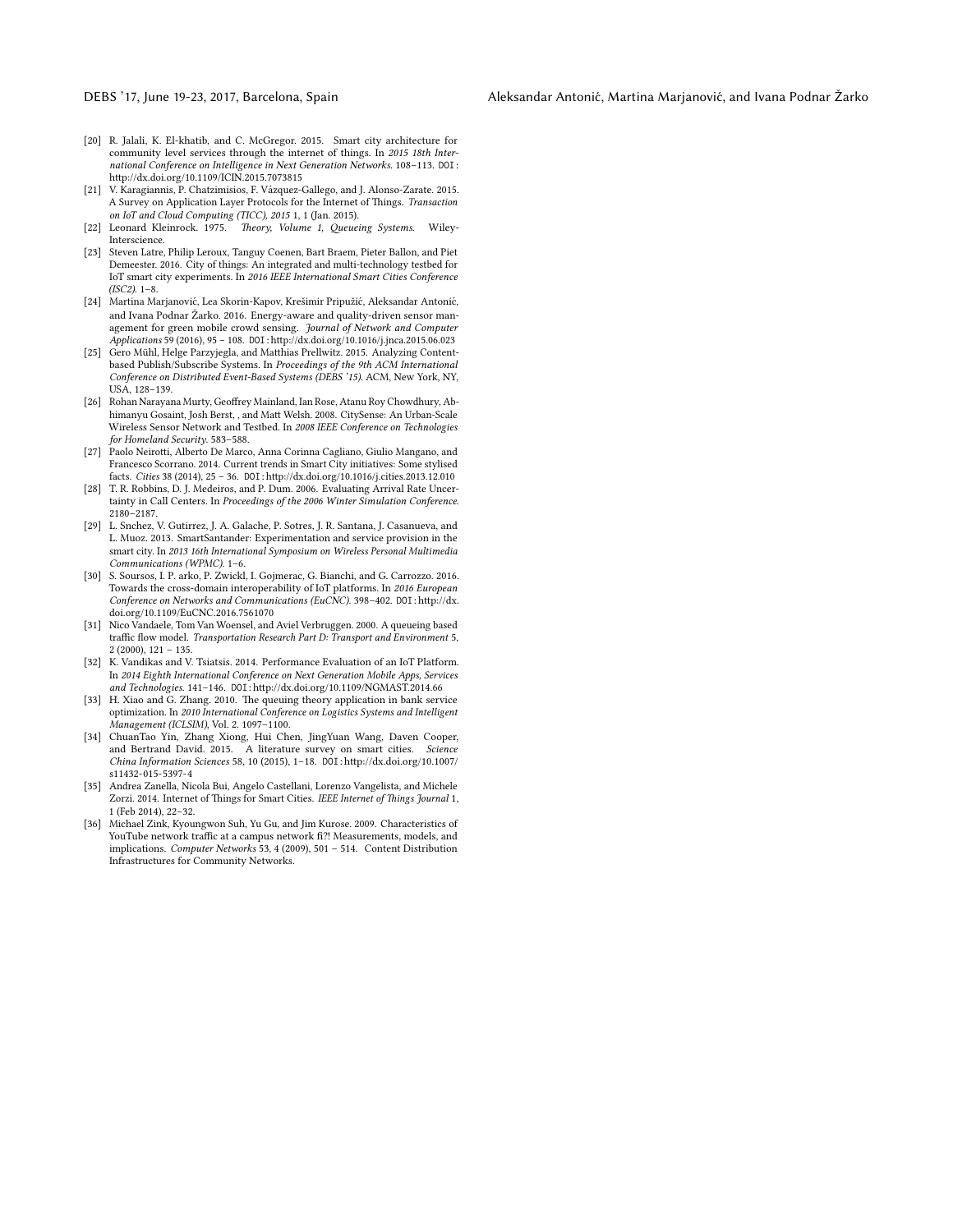[20] R. Jalali, K. El-khatib, and C. McGregor. 2015. Smart city architecture for community level services through the internet of things. In *2015 18th International Conference on Intelligence in Next Generation Networks*. 108–113. DOI: http://dx.doi.org/10.1109/ICIN.2015.7073815

[21] V. Karagiannis, P. Chatzimisios, F. Vázquez-Gallego, and J. Alonso-Zarate. 2015. A Survey on Application Layer Protocols for the Internet of Things. *Transaction on IoT and Cloud Computing (TICC), 2015* 1, 1 (Jan. 2015).

[22] Leonard Kleinrock. 1975. *Theory, Volume 1, Queueing Systems*. Wiley-Interscience.

[23] Steven Latre, Philip Leroux, Tanguy Coenen, Bart Braem, Pieter Ballon, and Piet Demeester. 2016. City of things: An integrated and multi-technology testbed for IoT smart city experiments. In *2016 IEEE International Smart Cities Conference (ISC2)*. 1–8.

[24] Martina Marjanović, Lea Skorin-Kapov, Krešimir Pripužić, Aleksandar Antonić, and Ivana Podnar Žarko. 2016. Energy-aware and quality-driven sensor management for green mobile crowd sensing. *Journal of Network and Computer Applications* 59 (2016), 95 – 108. DOI: http://dx.doi.org/10.1016/j.jnca.2015.06.023

[25] Gero Mühl, Helge Parzyjegla, and Matthias Prellwitz. 2015. Analyzing Content-based Publish/Subscribe Systems. In *Proceedings of the 9th ACM International Conference on Distributed Event-Based Systems (DEBS '15)*. ACM, New York, NY, USA, 128–139.

[26] Rohan Narayana Murty, Geoffrey Mainland, Ian Rose, Atanu Roy Chowdhury, Abhimanyu Gosaint, Josh Berst, , and Matt Welsh. 2008. CitySense: An Urban-Scale Wireless Sensor Network and Testbed. In *2008 IEEE Conference on Technologies for Homeland Security*. 583–588.

[27] Paolo Neirotti, Alberto De Marco, Anna Corinna Cagliano, Giulio Mangano, and Francesco Scorrano. 2014. Current trends in Smart City initiatives: Some stylised facts. *Cities* 38 (2014), 25 – 36. DOI: http://dx.doi.org/10.1016/j.cities.2013.12.010

[28] T. R. Robbins, D. J. Medeiros, and P. Dum. 2006. Evaluating Arrival Rate Uncertainty in Call Centers. In *Proceedings of the 2006 Winter Simulation Conference*. 2180–2187.

[29] L. Snchez, V. Gutirrez, J. A. Galache, P. Sotres, J. R. Santana, J. Casanueva, and L. Muoz. 2013. SmartSantander: Experimentation and service provision in the smart city. In *2013 16th International Symposium on Wireless Personal Multimedia Communications (WPMC)*. 1–6.

[30] S. Soursos, I. P. arko, P. Zwickl, I. Gojmerac, G. Bianchi, and G. Carrozzo. 2016. Towards the cross-domain interoperability of IoT platforms. In *2016 European Conference on Networks and Communications (EuCNC)*. 398–402. DOI: http://dx.doi.org/10.1109/EuCNC.2016.7561070

[31] Nico Vandaele, Tom Van Woensel, and Aviel Verbruggen. 2000. A queueing based traffic flow model. *Transportation Research Part D: Transport and Environment* 5, 2 (2000), 121 – 135.

[32] K. Vandikas and V. Tsiatsis. 2014. Performance Evaluation of an IoT Platform. In *2014 Eighth International Conference on Next Generation Mobile Apps, Services and Technologies*. 141–146. DOI: http://dx.doi.org/10.1109/NGMAST.2014.66

[33] H. Xiao and G. Zhang. 2010. The queuing theory application in bank service optimization. In *2010 International Conference on Logistics Systems and Intelligent Management (ICLSIM)*, Vol. 2. 1097–1100.

[34] ChuanTao Yin, Zhang Xiong, Hui Chen, JingYuan Wang, Daven Cooper, and Bertrand David. 2015. A literature survey on smart cities. *Science China Information Sciences* 58, 10 (2015), 1–18. DOI: http://dx.doi.org/10.1007/s11432-015-5397-4

[35] Andrea Zanella, Nicola Bui, Angelo Castellani, Lorenzo Vangelista, and Michele Zorzi. 2014. Internet of Things for Smart Cities. *IEEE Internet of Things Journal* 1, 1 (Feb 2014), 22–32.

[36] Michael Zink, Kyoungwon Suh, Yu Gu, and Jim Kurose. 2009. Characteristics of YouTube network traffic at a campus network fi?! Measurements, models, and implications. *Computer Networks* 53, 4 (2009), 501 – 514. Content Distribution Infrastructures for Community Networks.